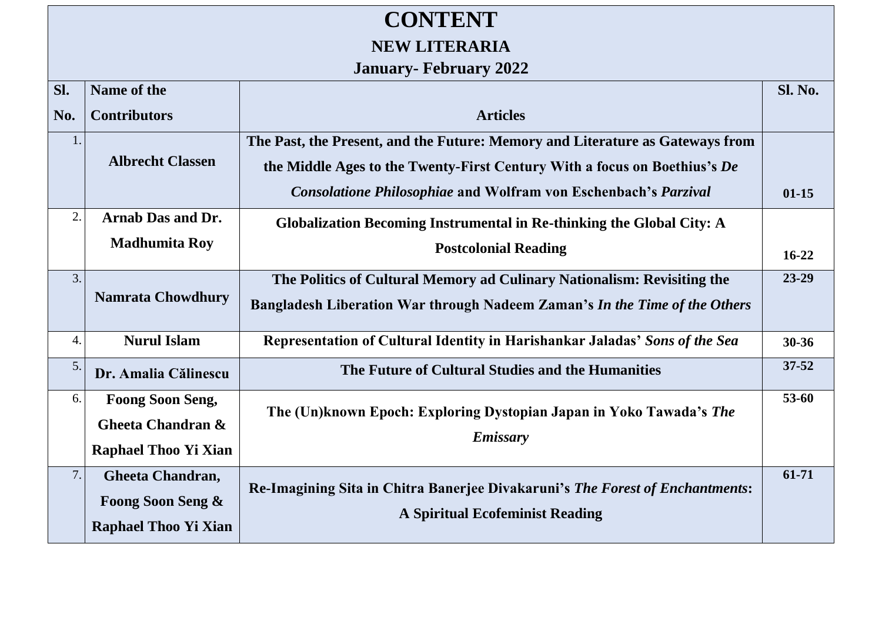# CONTENT

## NEW LITERARIA

### January- February 2022

| Sl. No. | Name of the Contributors | Articles | Sl. No. |
|---|---|---|---|
| 1. | **Albrecht Classen** | **The Past, the Present, and the Future: Memory and Literature as Gateways from the Middle Ages to the Twenty-First Century With a focus on Boethius's *De Consolatione Philosophiae* and Wolfram von Eschenbach's *Parzival*** | **01-15** |
| 2. | **Arnab Das and Dr. Madhumita Roy** | **Globalization Becoming Instrumental in Re-thinking the Global City: A Postcolonial Reading** | **16-22** |
| 3. | **Namrata Chowdhury** | **The Politics of Cultural Memory ad Culinary Nationalism: Revisiting the Bangladesh Liberation War through Nadeem Zaman's *In the Time of the Others*** | **23-29** |
| 4. | **Nurul Islam** | **Representation of Cultural Identity in Harishankar Jaladas' *Sons of the Sea*** | **30-36** |
| 5. | **Dr. Amalia Călinescu** | **The Future of Cultural Studies and the Humanities** | **37-52** |
| 6. | **Foong Soon Seng, Gheeta Chandran & Raphael Thoo Yi Xian** | **The (Un)known Epoch: Exploring Dystopian Japan in Yoko Tawada's *The Emissary*** | **53-60** |
| 7. | **Gheeta Chandran, Foong Soon Seng & Raphael Thoo Yi Xian** | **Re-Imagining Sita in Chitra Banerjee Divakaruni's *The Forest of Enchantments*: A Spiritual Ecofeminist Reading** | **61-71** |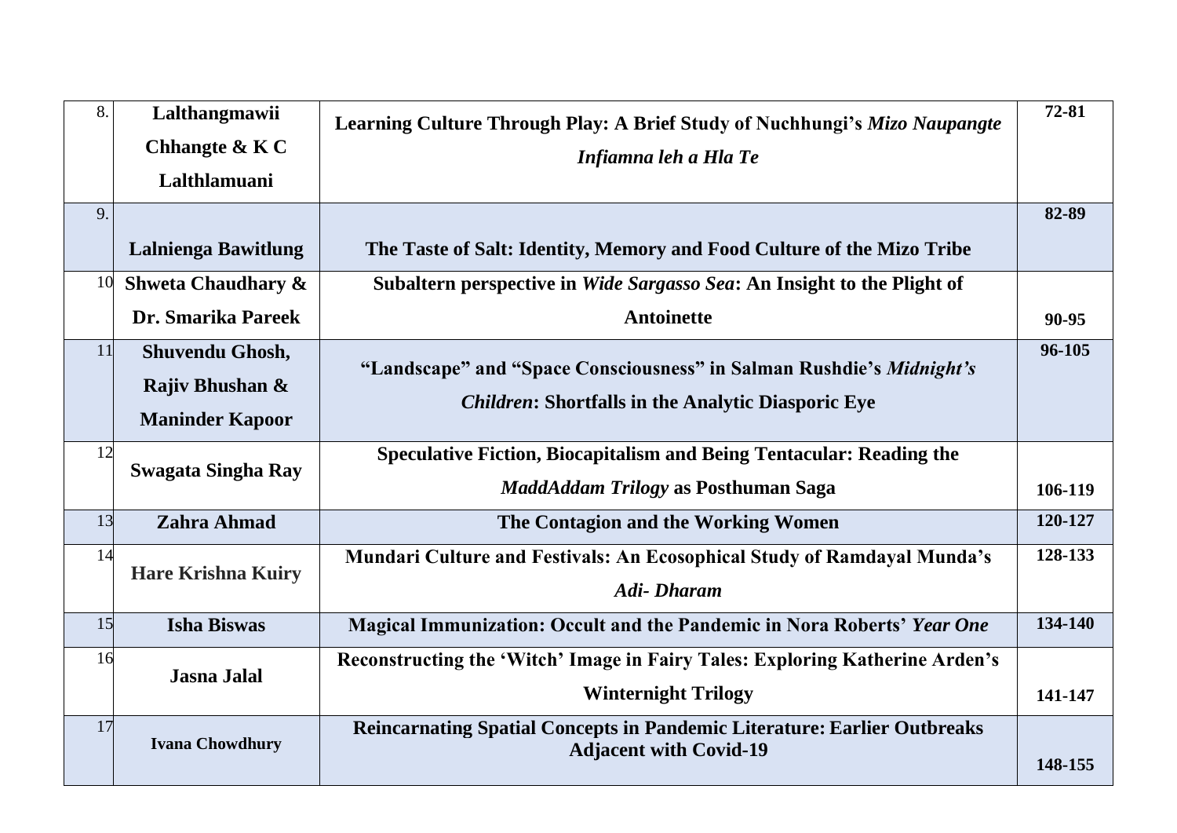| | | | |
|---|---|---|---|
| 8. | **Lalthangmawii Chhangte & K C Lalthlamuani** | **Learning Culture Through Play: A Brief Study of Nuchhungi's *Mizo Naupangte Infiamna leh a Hla Te*** | **72-81** |
| 9. | **Lalnienga Bawitlung** | **The Taste of Salt: Identity, Memory and Food Culture of the Mizo Tribe** | **82-89** |
| 10 | **Shweta Chaudhary & Dr. Smarika Pareek** | **Subaltern perspective in *Wide Sargasso Sea*: An Insight to the Plight of Antoinette** | **90-95** |
| 11 | **Shuvendu Ghosh, Rajiv Bhushan & Maninder Kapoor** | **"Landscape" and "Space Consciousness" in Salman Rushdie's *Midnight's Children*: Shortfalls in the Analytic Diasporic Eye** | **96-105** |
| 12 | **Swagata Singha Ray** | **Speculative Fiction, Biocapitalism and Being Tentacular: Reading the *MaddAddam Trilogy* as Posthuman Saga** | **106-119** |
| 13 | **Zahra Ahmad** | **The Contagion and the Working Women** | **120-127** |
| 14 | **Hare Krishna Kuiry** | **Mundari Culture and Festivals: An Ecosophical Study of Ramdayal Munda's *Adi- Dharam*** | **128-133** |
| 15 | **Isha Biswas** | **Magical Immunization: Occult and the Pandemic in Nora Roberts' *Year One*** | **134-140** |
| 16 | **Jasna Jalal** | **Reconstructing the 'Witch' Image in Fairy Tales: Exploring Katherine Arden's Winternight Trilogy** | **141-147** |
| 17 | **Ivana Chowdhury** | **Reincarnating Spatial Concepts in Pandemic Literature: Earlier Outbreaks Adjacent with Covid-19** | **148-155** |